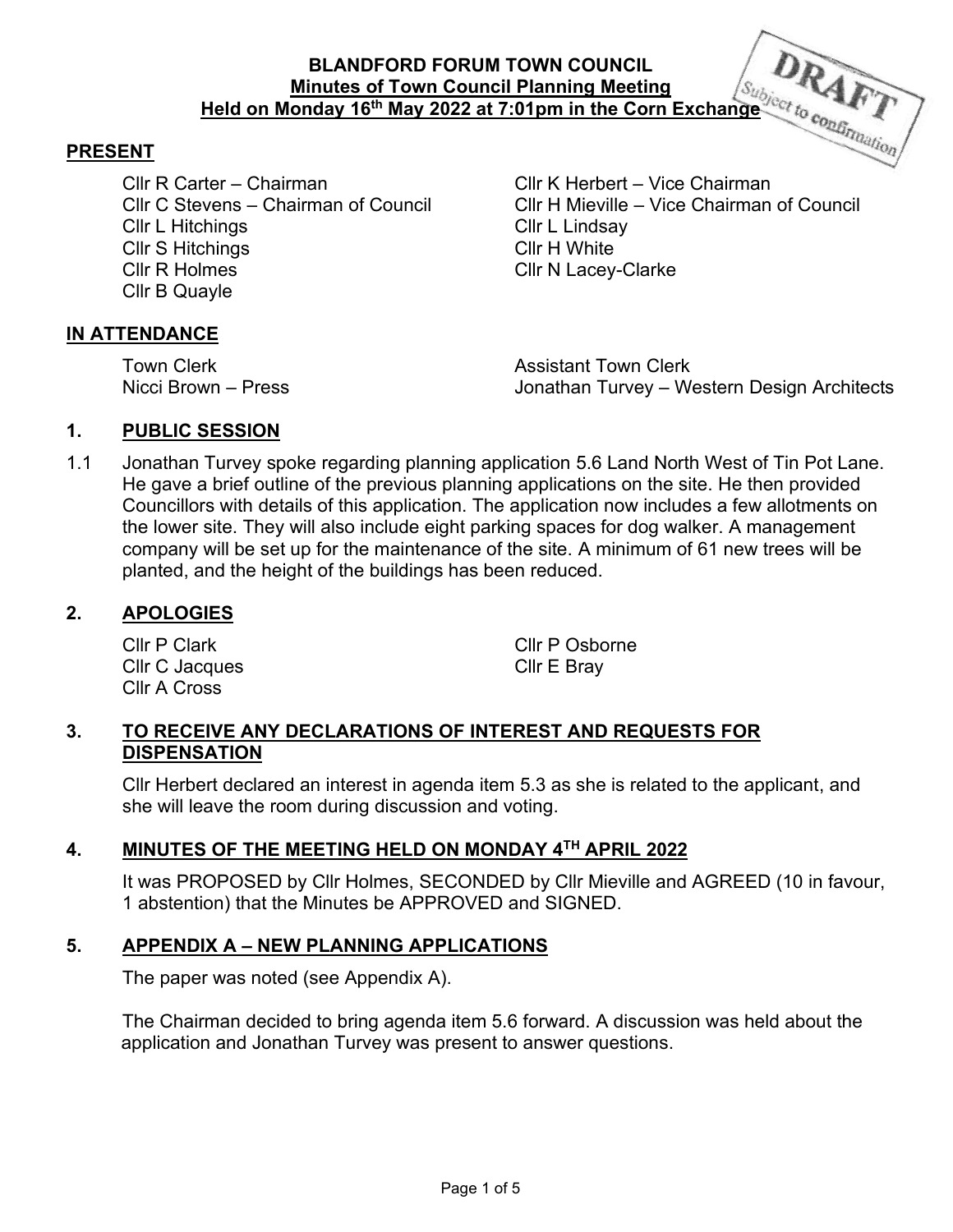# BLANDFORD FORUM TOWN COUNCIL

## Minutes of Town Council Planning Meeting

## Held on Monday 16th May 2022 at 7:01pm in the Corn Exchange

DRAFT
Subject to confirmation

## PRESENT

Cllr R Carter – Chairman
Cllr K Herbert – Vice Chairman
Cllr C Stevens – Chairman of Council
Cllr H Mieville – Vice Chairman of Council
Cllr L Hitchings
Cllr L Lindsay
Cllr S Hitchings
Cllr H White
Cllr R Holmes
Cllr N Lacey-Clarke
Cllr B Quayle

## IN ATTENDANCE

Town Clerk
Assistant Town Clerk
Nicci Brown – Press
Jonathan Turvey – Western Design Architects

## 1. PUBLIC SESSION

1.1 Jonathan Turvey spoke regarding planning application 5.6 Land North West of Tin Pot Lane. He gave a brief outline of the previous planning applications on the site. He then provided Councillors with details of this application. The application now includes a few allotments on the lower site. They will also include eight parking spaces for dog walker. A management company will be set up for the maintenance of the site. A minimum of 61 new trees will be planted, and the height of the buildings has been reduced.

## 2. APOLOGIES

Cllr P Clark
Cllr P Osborne
Cllr C Jacques
Cllr E Bray
Cllr A Cross

## 3. TO RECEIVE ANY DECLARATIONS OF INTEREST AND REQUESTS FOR DISPENSATION

Cllr Herbert declared an interest in agenda item 5.3 as she is related to the applicant, and she will leave the room during discussion and voting.

## 4. MINUTES OF THE MEETING HELD ON MONDAY 4TH APRIL 2022

It was PROPOSED by Cllr Holmes, SECONDED by Cllr Mieville and AGREED (10 in favour, 1 abstention) that the Minutes be APPROVED and SIGNED.

## 5. APPENDIX A – NEW PLANNING APPLICATIONS

The paper was noted (see Appendix A).

The Chairman decided to bring agenda item 5.6 forward. A discussion was held about the application and Jonathan Turvey was present to answer questions.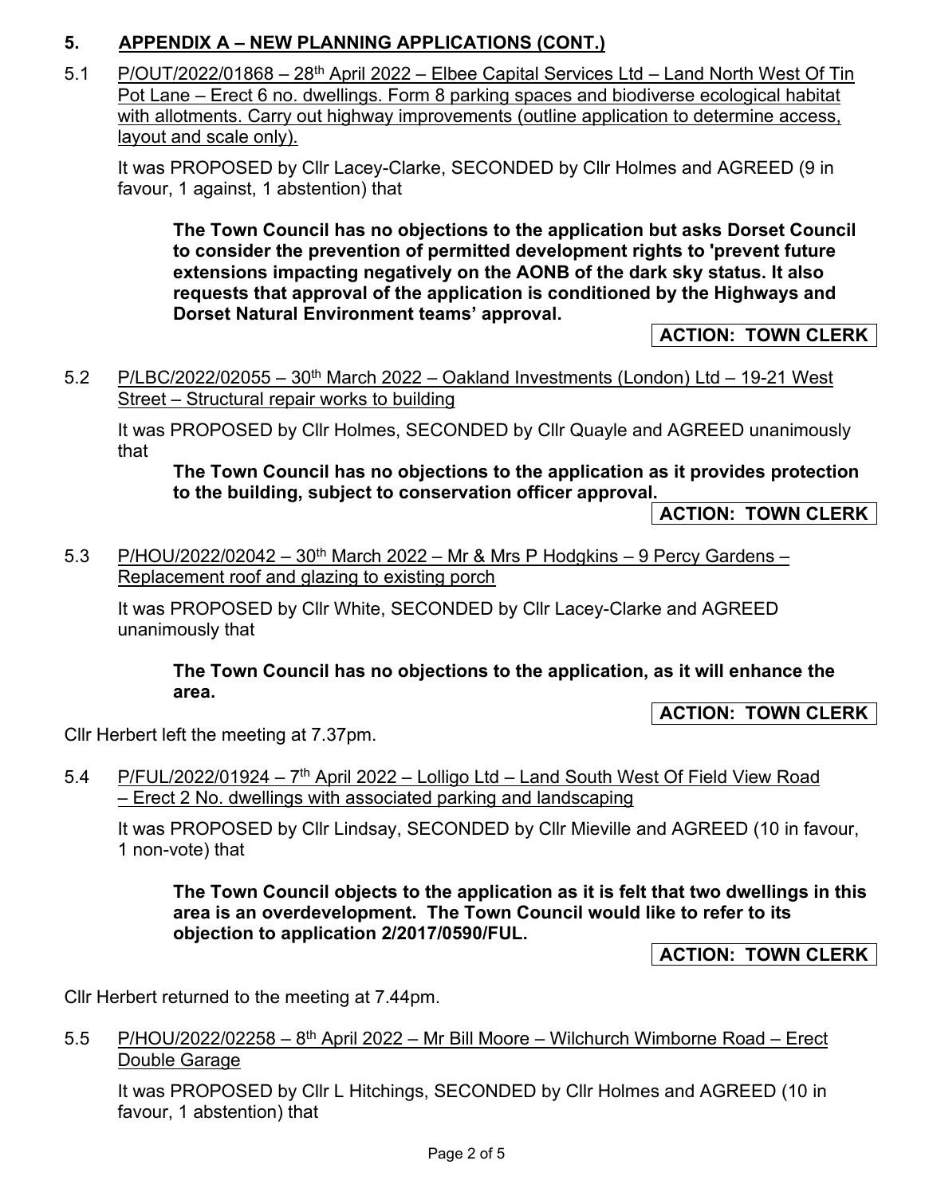## 5. APPENDIX A – NEW PLANNING APPLICATIONS (CONT.)

5.1 P/OUT/2022/01868 – 28th April 2022 – Elbee Capital Services Ltd – Land North West Of Tin Pot Lane – Erect 6 no. dwellings. Form 8 parking spaces and biodiverse ecological habitat with allotments. Carry out highway improvements (outline application to determine access, layout and scale only).

It was PROPOSED by Cllr Lacey-Clarke, SECONDED by Cllr Holmes and AGREED (9 in favour, 1 against, 1 abstention) that

**The Town Council has no objections to the application but asks Dorset Council to consider the prevention of permitted development rights to 'prevent future extensions impacting negatively on the AONB of the dark sky status. It also requests that approval of the application is conditioned by the Highways and Dorset Natural Environment teams' approval.**

**ACTION: TOWN CLERK**

5.2 P/LBC/2022/02055 – 30th March 2022 – Oakland Investments (London) Ltd – 19-21 West Street – Structural repair works to building

It was PROPOSED by Cllr Holmes, SECONDED by Cllr Quayle and AGREED unanimously that

**The Town Council has no objections to the application as it provides protection to the building, subject to conservation officer approval.**

**ACTION: TOWN CLERK**

5.3 P/HOU/2022/02042 – 30th March 2022 – Mr & Mrs P Hodgkins – 9 Percy Gardens – Replacement roof and glazing to existing porch

It was PROPOSED by Cllr White, SECONDED by Cllr Lacey-Clarke and AGREED unanimously that

**The Town Council has no objections to the application, as it will enhance the area.**

**ACTION: TOWN CLERK**

Cllr Herbert left the meeting at 7.37pm.

5.4 P/FUL/2022/01924 – 7th April 2022 – Lolligo Ltd – Land South West Of Field View Road – Erect 2 No. dwellings with associated parking and landscaping

It was PROPOSED by Cllr Lindsay, SECONDED by Cllr Mieville and AGREED (10 in favour, 1 non-vote) that

**The Town Council objects to the application as it is felt that two dwellings in this area is an overdevelopment. The Town Council would like to refer to its objection to application 2/2017/0590/FUL.**

**ACTION: TOWN CLERK**

Cllr Herbert returned to the meeting at 7.44pm.

5.5 P/HOU/2022/02258 – 8th April 2022 – Mr Bill Moore – Wilchurch Wimborne Road – Erect Double Garage

It was PROPOSED by Cllr L Hitchings, SECONDED by Cllr Holmes and AGREED (10 in favour, 1 abstention) that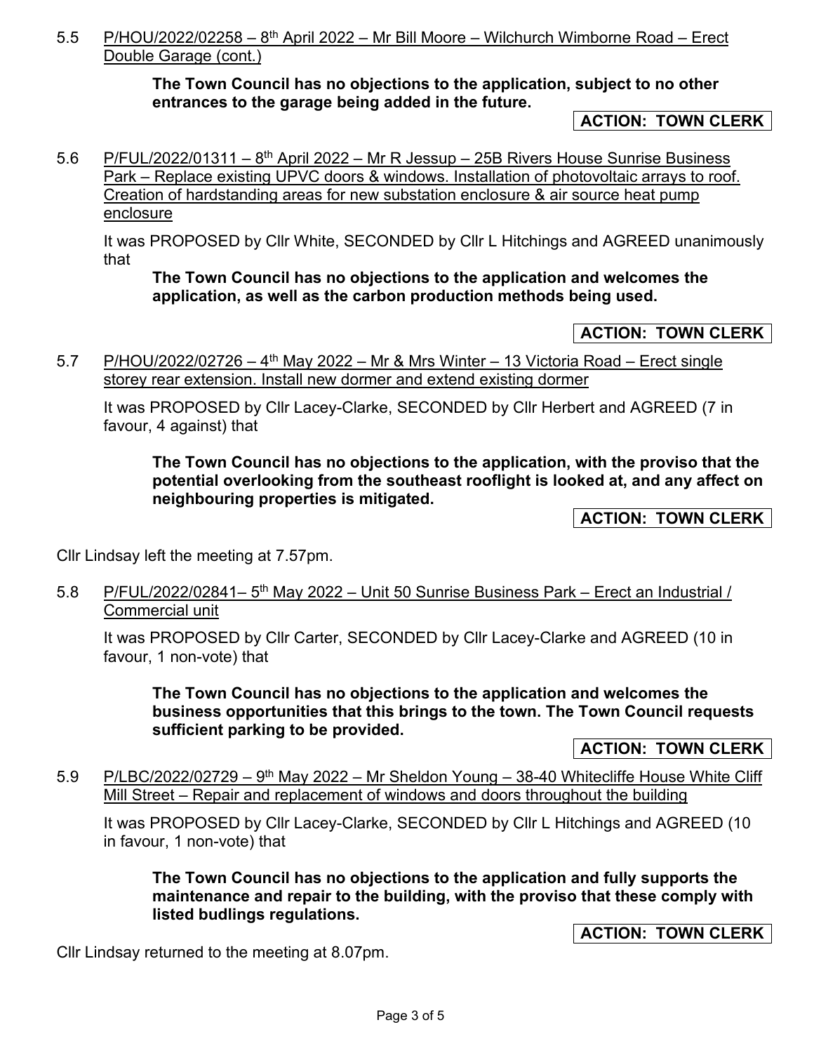5.5 P/HOU/2022/02258 – 8th April 2022 – Mr Bill Moore – Wilchurch Wimborne Road – Erect Double Garage (cont.)

**The Town Council has no objections to the application, subject to no other entrances to the garage being added in the future.**

**ACTION: TOWN CLERK**

5.6 P/FUL/2022/01311 – 8th April 2022 – Mr R Jessup – 25B Rivers House Sunrise Business Park – Replace existing UPVC doors & windows. Installation of photovoltaic arrays to roof. Creation of hardstanding areas for new substation enclosure & air source heat pump enclosure

It was PROPOSED by Cllr White, SECONDED by Cllr L Hitchings and AGREED unanimously that

**The Town Council has no objections to the application and welcomes the application, as well as the carbon production methods being used.**

**ACTION: TOWN CLERK**

5.7 P/HOU/2022/02726 – 4th May 2022 – Mr & Mrs Winter – 13 Victoria Road – Erect single storey rear extension. Install new dormer and extend existing dormer

It was PROPOSED by Cllr Lacey-Clarke, SECONDED by Cllr Herbert and AGREED (7 in favour, 4 against) that

**The Town Council has no objections to the application, with the proviso that the potential overlooking from the southeast rooflight is looked at, and any affect on neighbouring properties is mitigated.**

**ACTION: TOWN CLERK**

Cllr Lindsay left the meeting at 7.57pm.

5.8 P/FUL/2022/02841– 5th May 2022 – Unit 50 Sunrise Business Park – Erect an Industrial / Commercial unit

It was PROPOSED by Cllr Carter, SECONDED by Cllr Lacey-Clarke and AGREED (10 in favour, 1 non-vote) that

**The Town Council has no objections to the application and welcomes the business opportunities that this brings to the town. The Town Council requests sufficient parking to be provided.**

**ACTION: TOWN CLERK**

5.9 P/LBC/2022/02729 – 9th May 2022 – Mr Sheldon Young – 38-40 Whitecliffe House White Cliff Mill Street – Repair and replacement of windows and doors throughout the building

It was PROPOSED by Cllr Lacey-Clarke, SECONDED by Cllr L Hitchings and AGREED (10 in favour, 1 non-vote) that

**The Town Council has no objections to the application and fully supports the maintenance and repair to the building, with the proviso that these comply with listed budlings regulations.**

**ACTION: TOWN CLERK**

Cllr Lindsay returned to the meeting at 8.07pm.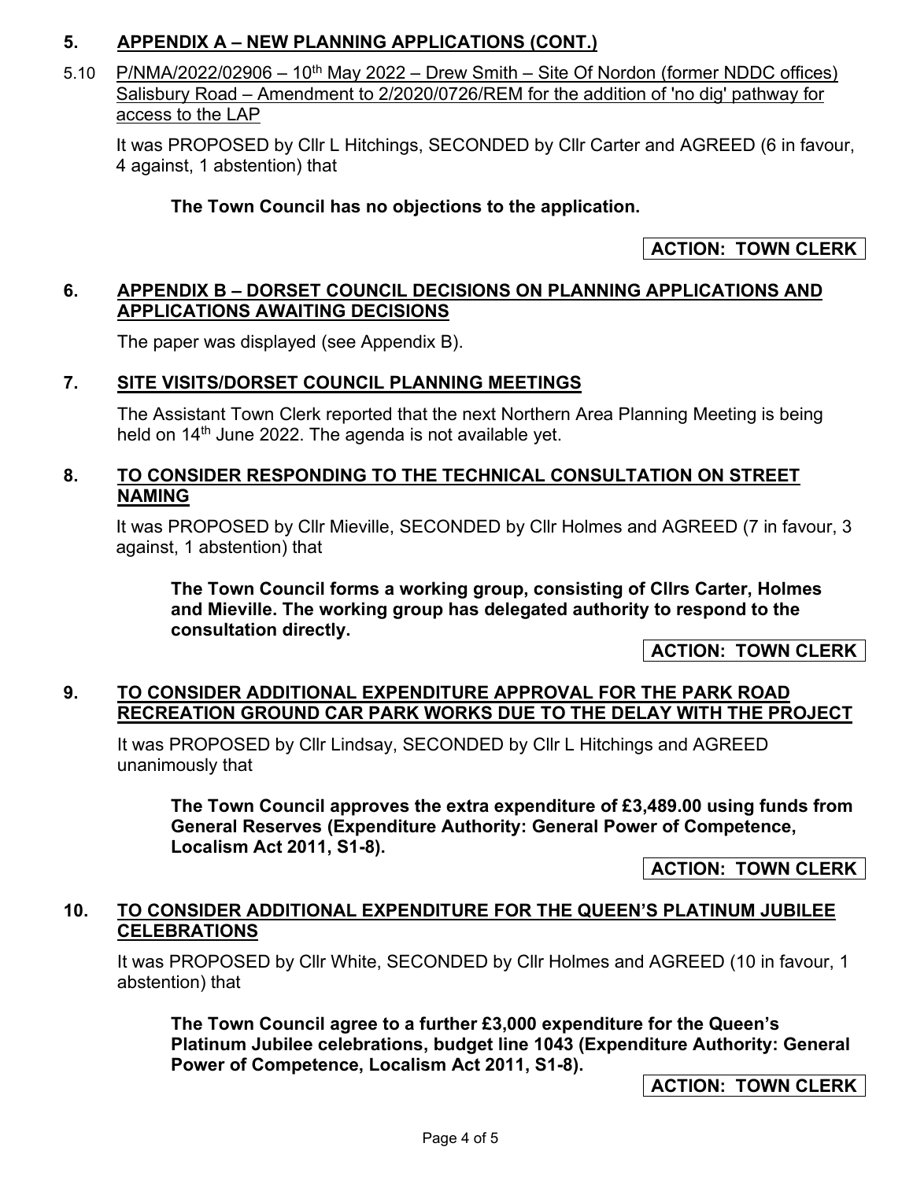## 5. APPENDIX A – NEW PLANNING APPLICATIONS (CONT.)

5.10 P/NMA/2022/02906 – 10th May 2022 – Drew Smith – Site Of Nordon (former NDDC offices) Salisbury Road – Amendment to 2/2020/0726/REM for the addition of 'no dig' pathway for access to the LAP

It was PROPOSED by Cllr L Hitchings, SECONDED by Cllr Carter and AGREED (6 in favour, 4 against, 1 abstention) that

**The Town Council has no objections to the application.**

**ACTION: TOWN CLERK**

## 6. APPENDIX B – DORSET COUNCIL DECISIONS ON PLANNING APPLICATIONS AND APPLICATIONS AWAITING DECISIONS

The paper was displayed (see Appendix B).

## 7. SITE VISITS/DORSET COUNCIL PLANNING MEETINGS

The Assistant Town Clerk reported that the next Northern Area Planning Meeting is being held on 14th June 2022. The agenda is not available yet.

## 8. TO CONSIDER RESPONDING TO THE TECHNICAL CONSULTATION ON STREET NAMING

It was PROPOSED by Cllr Mieville, SECONDED by Cllr Holmes and AGREED (7 in favour, 3 against, 1 abstention) that

**The Town Council forms a working group, consisting of Cllrs Carter, Holmes and Mieville. The working group has delegated authority to respond to the consultation directly.**

**ACTION: TOWN CLERK**

## 9. TO CONSIDER ADDITIONAL EXPENDITURE APPROVAL FOR THE PARK ROAD RECREATION GROUND CAR PARK WORKS DUE TO THE DELAY WITH THE PROJECT

It was PROPOSED by Cllr Lindsay, SECONDED by Cllr L Hitchings and AGREED unanimously that

**The Town Council approves the extra expenditure of £3,489.00 using funds from General Reserves (Expenditure Authority: General Power of Competence, Localism Act 2011, S1-8).**

**ACTION: TOWN CLERK**

## 10. TO CONSIDER ADDITIONAL EXPENDITURE FOR THE QUEEN'S PLATINUM JUBILEE CELEBRATIONS

It was PROPOSED by Cllr White, SECONDED by Cllr Holmes and AGREED (10 in favour, 1 abstention) that

**The Town Council agree to a further £3,000 expenditure for the Queen's Platinum Jubilee celebrations, budget line 1043 (Expenditure Authority: General Power of Competence, Localism Act 2011, S1-8).**

**ACTION: TOWN CLERK**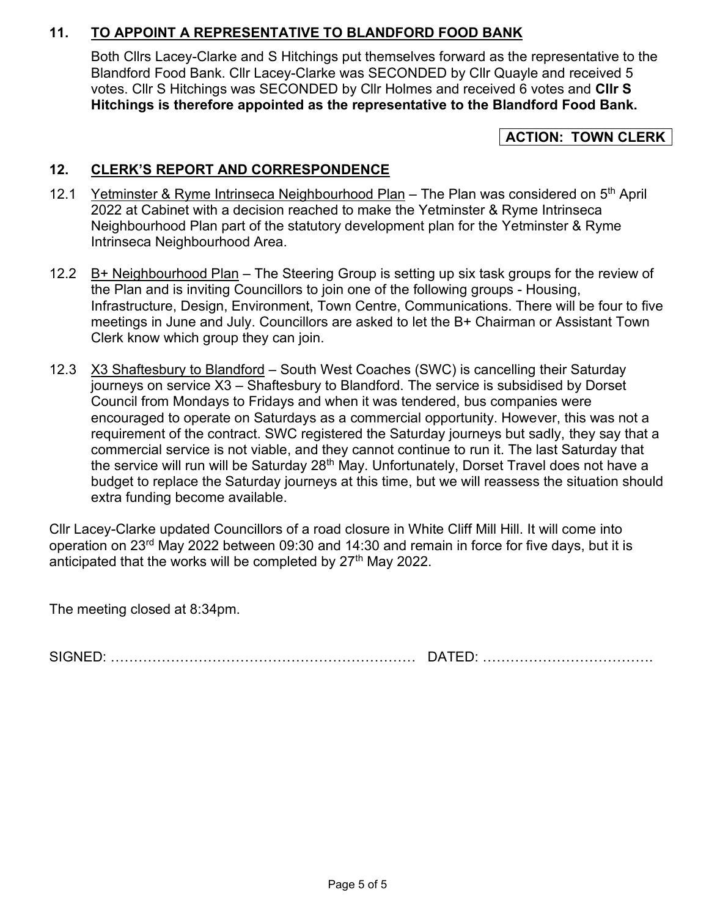## 11. TO APPOINT A REPRESENTATIVE TO BLANDFORD FOOD BANK

Both Cllrs Lacey-Clarke and S Hitchings put themselves forward as the representative to the Blandford Food Bank. Cllr Lacey-Clarke was SECONDED by Cllr Quayle and received 5 votes. Cllr S Hitchings was SECONDED by Cllr Holmes and received 6 votes and **Cllr S Hitchings is therefore appointed as the representative to the Blandford Food Bank.**

**ACTION: TOWN CLERK**

## 12. CLERK'S REPORT AND CORRESPONDENCE

12.1 Yetminster & Ryme Intrinseca Neighbourhood Plan – The Plan was considered on 5th April 2022 at Cabinet with a decision reached to make the Yetminster & Ryme Intrinseca Neighbourhood Plan part of the statutory development plan for the Yetminster & Ryme Intrinseca Neighbourhood Area.

12.2 B+ Neighbourhood Plan – The Steering Group is setting up six task groups for the review of the Plan and is inviting Councillors to join one of the following groups - Housing, Infrastructure, Design, Environment, Town Centre, Communications. There will be four to five meetings in June and July. Councillors are asked to let the B+ Chairman or Assistant Town Clerk know which group they can join.

12.3 X3 Shaftesbury to Blandford – South West Coaches (SWC) is cancelling their Saturday journeys on service X3 – Shaftesbury to Blandford. The service is subsidised by Dorset Council from Mondays to Fridays and when it was tendered, bus companies were encouraged to operate on Saturdays as a commercial opportunity. However, this was not a requirement of the contract. SWC registered the Saturday journeys but sadly, they say that a commercial service is not viable, and they cannot continue to run it. The last Saturday that the service will run will be Saturday 28th May. Unfortunately, Dorset Travel does not have a budget to replace the Saturday journeys at this time, but we will reassess the situation should extra funding become available.

Cllr Lacey-Clarke updated Councillors of a road closure in White Cliff Mill Hill. It will come into operation on 23rd May 2022 between 09:30 and 14:30 and remain in force for five days, but it is anticipated that the works will be completed by 27th May 2022.

The meeting closed at 8:34pm.

SIGNED: ………………………………………………………… DATED: ……………………………….